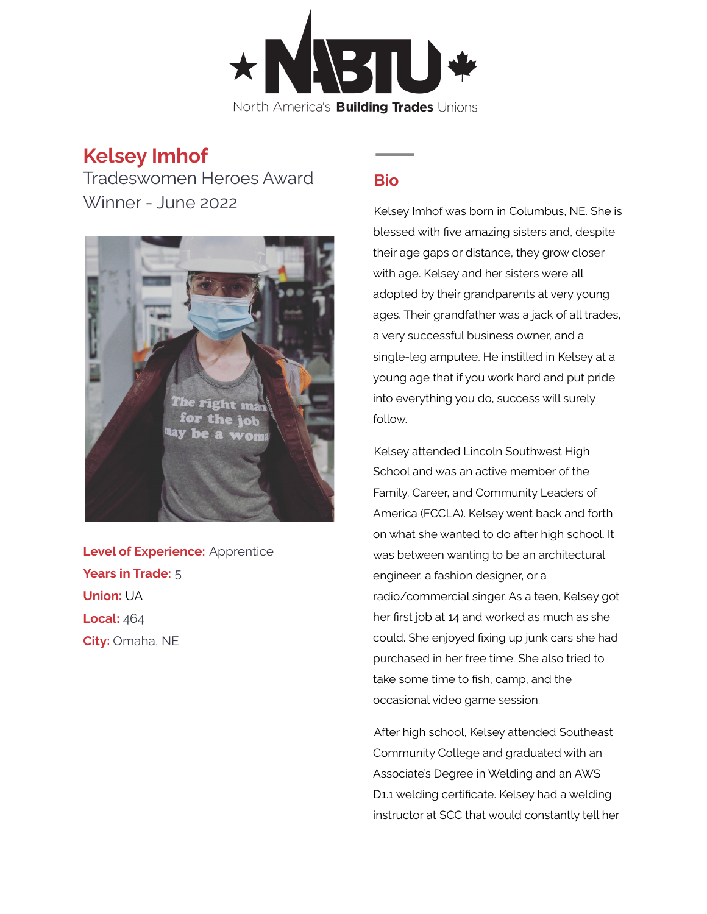North America's **Building Trades** Unions

# Kelsey Imhof

Tradeswomen Heroes Award Winner - June 2022

**Level of Experience:** Apprentice
**Years in Trade:** 5
**Union:** UA
**Local:** 464
**City:** Omaha, NE

## Bio

Kelsey Imhof was born in Columbus, NE. She is blessed with five amazing sisters and, despite their age gaps or distance, they grow closer with age. Kelsey and her sisters were all adopted by their grandparents at very young ages. Their grandfather was a jack of all trades, a very successful business owner, and a single-leg amputee. He instilled in Kelsey at a young age that if you work hard and put pride into everything you do, success will surely follow.

Kelsey attended Lincoln Southwest High School and was an active member of the Family, Career, and Community Leaders of America (FCCLA). Kelsey went back and forth on what she wanted to do after high school. It was between wanting to be an architectural engineer, a fashion designer, or a radio/commercial singer. As a teen, Kelsey got her first job at 14 and worked as much as she could. She enjoyed fixing up junk cars she had purchased in her free time. She also tried to take some time to fish, camp, and the occasional video game session.

After high school, Kelsey attended Southeast Community College and graduated with an Associate's Degree in Welding and an AWS D1.1 welding certificate. Kelsey had a welding instructor at SCC that would constantly tell her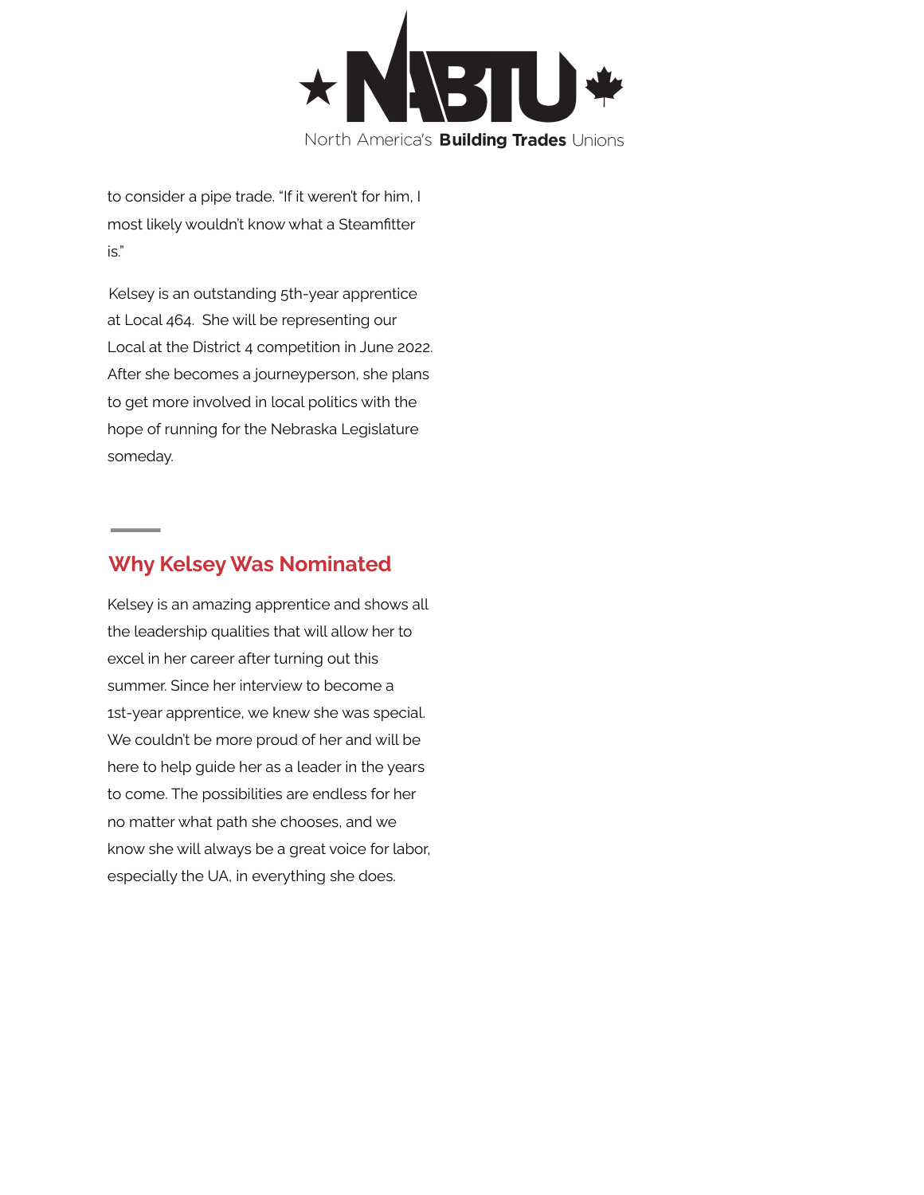to consider a pipe trade. "If it weren't for him, I most likely wouldn't know what a Steamfitter is."

Kelsey is an outstanding 5th-year apprentice at Local 464. She will be representing our Local at the District 4 competition in June 2022. After she becomes a journeyperson, she plans to get more involved in local politics with the hope of running for the Nebraska Legislature someday.

## Why Kelsey Was Nominated

Kelsey is an amazing apprentice and shows all the leadership qualities that will allow her to excel in her career after turning out this summer. Since her interview to become a 1st-year apprentice, we knew she was special. We couldn't be more proud of her and will be here to help guide her as a leader in the years to come. The possibilities are endless for her no matter what path she chooses, and we know she will always be a great voice for labor, especially the UA, in everything she does.